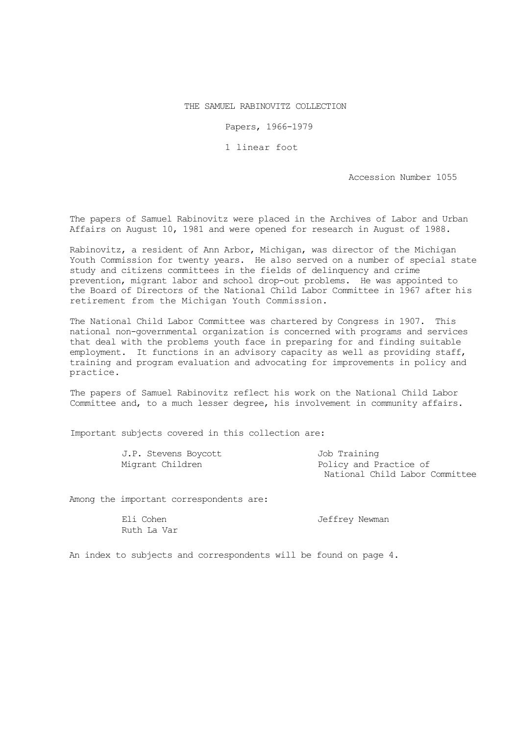# THE SAMUEL RABINOVITZ COLLECTION

Papers, 1966-1979

1 linear foot

Accession Number 1055

The papers of Samuel Rabinovitz were placed in the Archives of Labor and Urban Affairs on August 10, 1981 and were opened for research in August of 1988.

Rabinovitz, a resident of Ann Arbor, Michigan, was director of the Michigan Youth Commission for twenty years. He also served on a number of special state study and citizens committees in the fields of delinquency and crime prevention, migrant labor and school drop-out problems. He was appointed to the Board of Directors of the National Child Labor Committee in 1967 after his retirement from the Michigan Youth Commission.

The National Child Labor Committee was chartered by Congress in 1907. This national non-governmental organization is concerned with programs and services that deal with the problems youth face in preparing for and finding suitable employment. It functions in an advisory capacity as well as providing staff, training and program evaluation and advocating for improvements in policy and practice.

The papers of Samuel Rabinovitz reflect his work on the National Child Labor Committee and, to a much lesser degree, his involvement in community affairs.

Important subjects covered in this collection are:

- J.P. Stevens Boycott
- Migrant Children
- Job Training
- Policy and Practice of National Child Labor Committee

Among the important correspondents are:

- Eli Cohen
- Ruth La Var
- Jeffrey Newman

An index to subjects and correspondents will be found on page 4.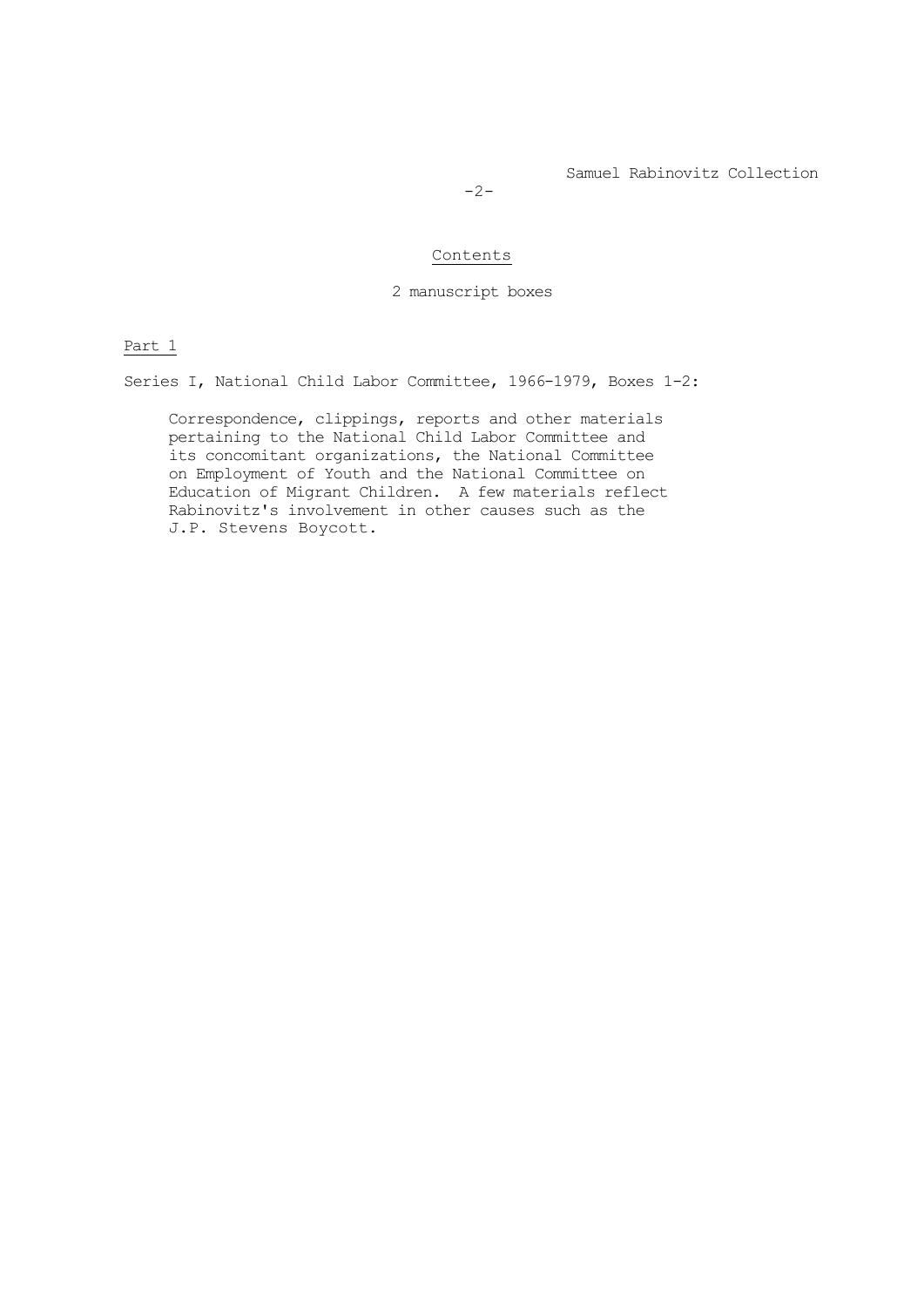## Contents

2 manuscript boxes

### Part 1

Series I, National Child Labor Committee, 1966-1979, Boxes 1-2:

Correspondence, clippings, reports and other materials pertaining to the National Child Labor Committee and its concomitant organizations, the National Committee on Employment of Youth and the National Committee on Education of Migrant Children. A few materials reflect Rabinovitz's involvement in other causes such as the J.P. Stevens Boycott.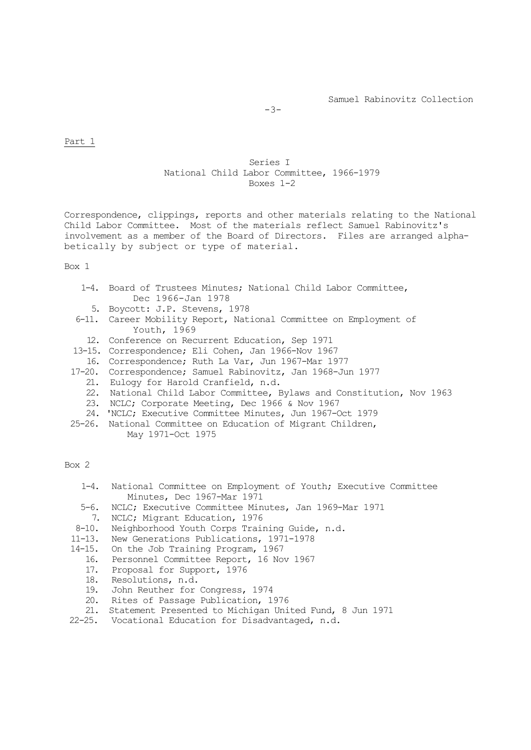Part 1

## Series I
## National Child Labor Committee, 1966-1979
## Boxes 1-2

Correspondence, clippings, reports and other materials relating to the National Child Labor Committee. Most of the materials reflect Samuel Rabinovitz's involvement as a member of the Board of Directors. Files are arranged alphabetically by subject or type of material.

Box 1

- 1-4. Board of Trustees Minutes; National Child Labor Committee, Dec 1966-Jan 1978
- 5. Boycott: J.P. Stevens, 1978
- 6-11. Career Mobility Report, National Committee on Employment of Youth, 1969
- 12. Conference on Recurrent Education, Sep 1971
- 13-15. Correspondence; Eli Cohen, Jan 1966-Nov 1967
- 16. Correspondence; Ruth La Var, Jun 1967-Mar 1977
- 17-20. Correspondence; Samuel Rabinovitz, Jan 1968-Jun 1977
- 21. Eulogy for Harold Cranfield, n.d.
- 22. National Child Labor Committee, Bylaws and Constitution, Nov 1963
- 23. NCLC; Corporate Meeting, Dec 1966 & Nov 1967
- 24. 'NCLC; Executive Committee Minutes, Jun 1967-Oct 1979
- 25-26. National Committee on Education of Migrant Children, May 1971-Oct 1975

Box 2

- 1-4. National Committee on Employment of Youth; Executive Committee Minutes, Dec 1967-Mar 1971
- 5-6. NCLC; Executive Committee Minutes, Jan 1969-Mar 1971
- 7. NCLC; Migrant Education, 1976
- 8-10. Neighborhood Youth Corps Training Guide, n.d.
- 11-13. New Generations Publications, 1971-1978
- 14-15. On the Job Training Program, 1967
- 16. Personnel Committee Report, 16 Nov 1967
- 17. Proposal for Support, 1976
- 18. Resolutions, n.d.
- 19. John Reuther for Congress, 1974
- 20. Rites of Passage Publication, 1976
- 21. Statement Presented to Michigan United Fund, 8 Jun 1971
- 22-25. Vocational Education for Disadvantaged, n.d.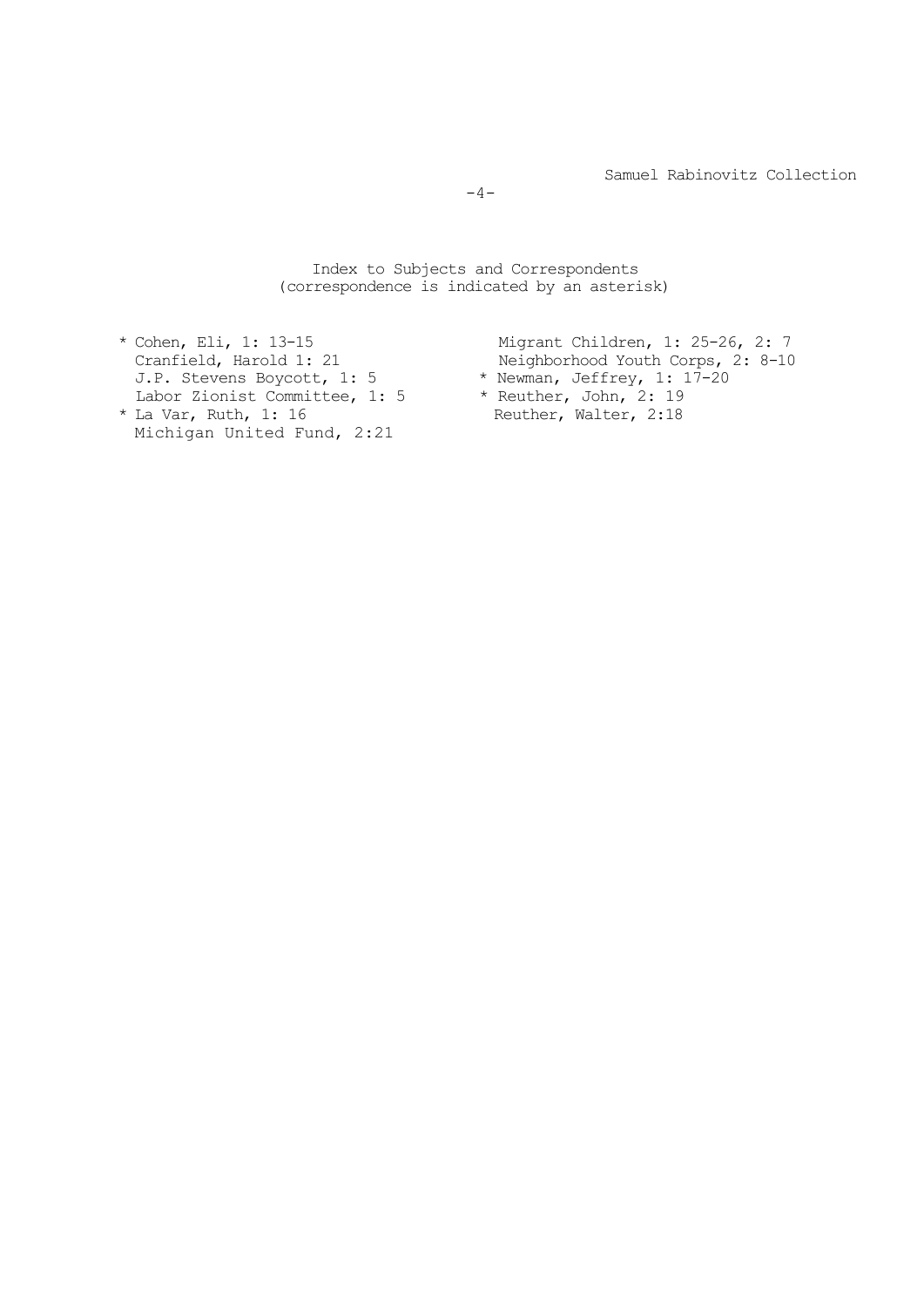## Index to Subjects and Correspondents
(correspondence is indicated by an asterisk)

\* Cohen, Eli, 1: 13-15
Cranfield, Harold 1: 21
J.P. Stevens Boycott, 1: 5
Labor Zionist Committee, 1: 5
\* La Var, Ruth, 1: 16
Michigan United Fund, 2:21
Migrant Children, 1: 25-26, 2: 7
Neighborhood Youth Corps, 2: 8-10
\* Newman, Jeffrey, 1: 17-20
\* Reuther, John, 2: 19
Reuther, Walter, 2:18